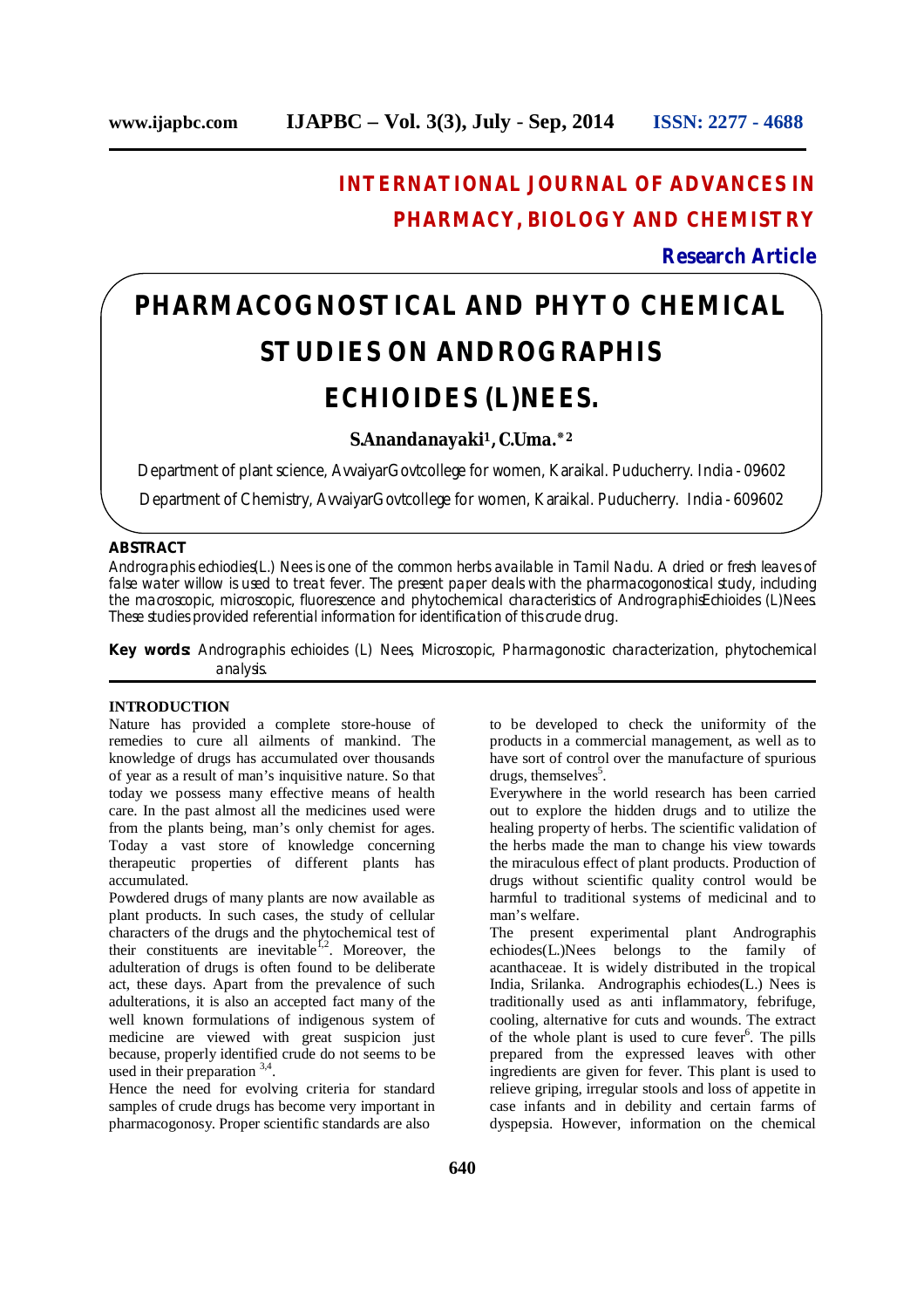# INTERNATIONAL JOURNAL OF ADVANCES IN PHARMACY, BIOLOGY AND CHEMISTRY

**Research Article**

# PHARMACOGNOSTICAL AND PHYTO CHEMICAL STUDIES ON ANDROGRAPHIS ECHIOIDES (L)NEES.

**S.Anandanayaki[1], C.Uma.*[2]**

Department of plant science, AvvaiyarGovtcollege for women, Karaikal. Puducherry. India - 09602

Department of Chemistry, AvvaiyarGovtcollege for women, Karaikal. Puducherry. India - 609602

## ABSTRACT

Andrographis echiodies(L.) Nees is one of the common herbs available in Tamil Nadu. A dried or fresh leaves of false water willow is used to treat fever. The present paper deals with the pharmacogonostical study, including the macroscopic, microscopic, fluorescence and phytochemical characteristics of AndrographisEchioides (L)Nees. These studies provided referential information for identification of this crude drug.

**Key words:** Andrographis echioides (L) Nees, Microscopic, Pharmagonostic characterization, phytochemical analysis.

## INTRODUCTION

Nature has provided a complete store-house of remedies to cure all ailments of mankind. The knowledge of drugs has accumulated over thousands of year as a result of man's inquisitive nature. So that today we possess many effective means of health care. In the past almost all the medicines used were from the plants being, man's only chemist for ages. Today a vast store of knowledge concerning therapeutic properties of different plants has accumulated.

Powdered drugs of many plants are now available as plant products. In such cases, the study of cellular characters of the drugs and the phytochemical test of their constituents are inevitable[1,2]. Moreover, the adulteration of drugs is often found to be deliberate act, these days. Apart from the prevalence of such adulterations, it is also an accepted fact many of the well known formulations of indigenous system of medicine are viewed with great suspicion just because, properly identified crude do not seems to be used in their preparation [3,4].

Hence the need for evolving criteria for standard samples of crude drugs has become very important in pharmacogonosy. Proper scientific standards are also to be developed to check the uniformity of the products in a commercial management, as well as to have sort of control over the manufacture of spurious drugs, themselves[5].

Everywhere in the world research has been carried out to explore the hidden drugs and to utilize the healing property of herbs. The scientific validation of the herbs made the man to change his view towards the miraculous effect of plant products. Production of drugs without scientific quality control would be harmful to traditional systems of medicinal and to man's welfare.

The present experimental plant Andrographis echiodes(L.)Nees belongs to the family of acanthaceae. It is widely distributed in the tropical India, Srilanka. Andrographis echiodes(L.) Nees is traditionally used as anti inflammatory, febrifuge, cooling, alternative for cuts and wounds. The extract of the whole plant is used to cure fever[6]. The pills prepared from the expressed leaves with other ingredients are given for fever. This plant is used to relieve griping, irregular stools and loss of appetite in case infants and in debility and certain farms of dyspepsia. However, information on the chemical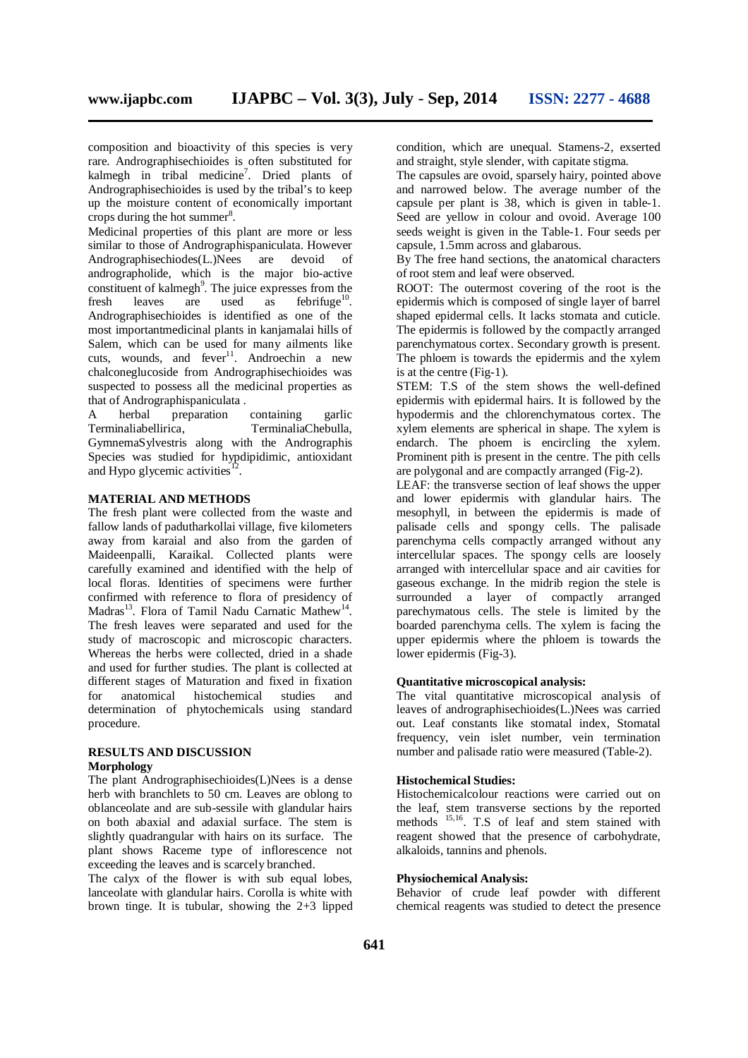composition and bioactivity of this species is very rare. Andrographisechioides is often substituted for kalmegh in tribal medicine[7]. Dried plants of Andrographisechioides is used by the tribal's to keep up the moisture content of economically important crops during the hot summer[8].

Medicinal properties of this plant are more or less similar to those of Andrographispaniculata. However Andrographisechiodes(L.)Nees are devoid of andrographolide, which is the major bio-active constituent of kalmegh[9]. The juice expresses from the fresh leaves are used as febrifuge[10]. Andrographisechioides is identified as one of the most importantmedicinal plants in kanjamalai hills of Salem, which can be used for many ailments like cuts, wounds, and fever[11]. Androechin a new chalconeglucoside from Andrographisechioides was suspected to possess all the medicinal properties as that of Andrographispaniculata .

A herbal preparation containing garlic Terminaliabellirica, TerminaliaChebulla, GymnemaSylvestris along with the Andrographis Species was studied for hypdipidimic, antioxidant and Hypo glycemic activities[12].

## MATERIAL AND METHODS

The fresh plant were collected from the waste and fallow lands of padutharkollai village, five kilometers away from karaial and also from the garden of Maideenpalli, Karaikal. Collected plants were carefully examined and identified with the help of local floras. Identities of specimens were further confirmed with reference to flora of presidency of Madras[13]. Flora of Tamil Nadu Carnatic Mathew[14]. The fresh leaves were separated and used for the study of macroscopic and microscopic characters. Whereas the herbs were collected, dried in a shade and used for further studies. The plant is collected at different stages of Maturation and fixed in fixation for anatomical histochemical studies and determination of phytochemicals using standard procedure.

## RESULTS AND DISCUSSION

### Morphology

The plant Andrographisechioides(L)Nees is a dense herb with branchlets to 50 cm. Leaves are oblong to oblanceolate and are sub-sessile with glandular hairs on both abaxial and adaxial surface. The stem is slightly quadrangular with hairs on its surface. The plant shows Raceme type of inflorescence not exceeding the leaves and is scarcely branched.

The calyx of the flower is with sub equal lobes, lanceolate with glandular hairs. Corolla is white with brown tinge. It is tubular, showing the 2+3 lipped condition, which are unequal. Stamens-2, exserted and straight, style slender, with capitate stigma.

The capsules are ovoid, sparsely hairy, pointed above and narrowed below. The average number of the capsule per plant is 38, which is given in table-1. Seed are yellow in colour and ovoid. Average 100 seeds weight is given in the Table-1. Four seeds per capsule, 1.5mm across and glabarous.

By The free hand sections, the anatomical characters of root stem and leaf were observed.

ROOT: The outermost covering of the root is the epidermis which is composed of single layer of barrel shaped epidermal cells. It lacks stomata and cuticle. The epidermis is followed by the compactly arranged parenchymatous cortex. Secondary growth is present. The phloem is towards the epidermis and the xylem is at the centre (Fig-1).

STEM: T.S of the stem shows the well-defined epidermis with epidermal hairs. It is followed by the hypodermis and the chlorenchymatous cortex. The xylem elements are spherical in shape. The xylem is endarch. The phoem is encircling the xylem. Prominent pith is present in the centre. The pith cells are polygonal and are compactly arranged (Fig-2).

LEAF: the transverse section of leaf shows the upper and lower epidermis with glandular hairs. The mesophyll, in between the epidermis is made of palisade cells and spongy cells. The palisade parenchyma cells compactly arranged without any intercellular spaces. The spongy cells are loosely arranged with intercellular space and air cavities for gaseous exchange. In the midrib region the stele is surrounded a layer of compactly arranged parechymatous cells. The stele is limited by the boarded parenchyma cells. The xylem is facing the upper epidermis where the phloem is towards the lower epidermis (Fig-3).

### Quantitative microscopical analysis:

The vital quantitative microscopical analysis of leaves of andrographisechioides(L.)Nees was carried out. Leaf constants like stomatal index, Stomatal frequency, vein islet number, vein termination number and palisade ratio were measured (Table-2).

### Histochemical Studies:

Histochemicalcolour reactions were carried out on the leaf, stem transverse sections by the reported methods [15,16]. T.S of leaf and stem stained with reagent showed that the presence of carbohydrate, alkaloids, tannins and phenols.

### Physiochemical Analysis:

Behavior of crude leaf powder with different chemical reagents was studied to detect the presence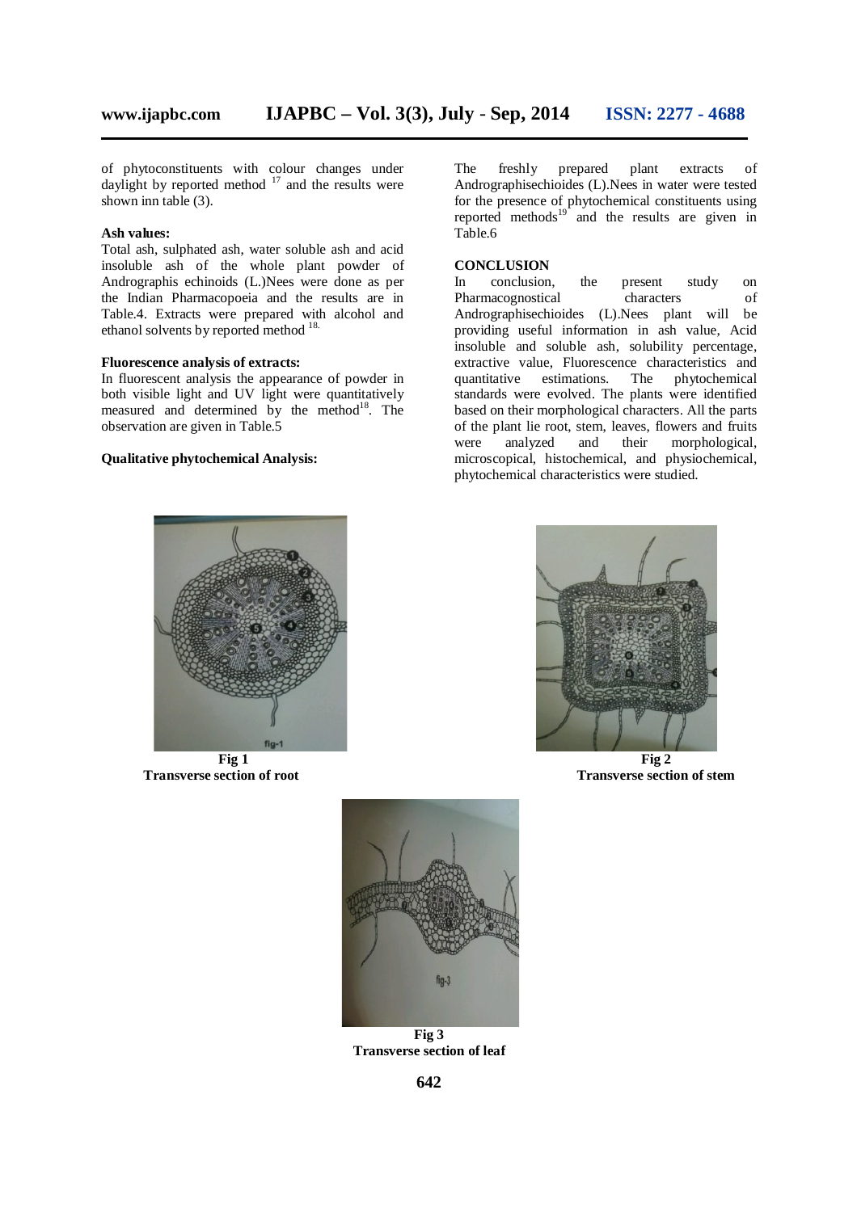of phytoconstituents with colour changes under daylight by reported method [17] and the results were shown inn table (3).

**Ash values:**

Total ash, sulphated ash, water soluble ash and acid insoluble ash of the whole plant powder of Andrographis echinoids (L.)Nees were done as per the Indian Pharmacopoeia and the results are in Table.4. Extracts were prepared with alcohol and ethanol solvents by reported method [18].

**Fluorescence analysis of extracts:**

In fluorescent analysis the appearance of powder in both visible light and UV light were quantitatively measured and determined by the method[18]. The observation are given in Table.5

**Qualitative phytochemical Analysis:**

The freshly prepared plant extracts of Andrographisechioides (L).Nees in water were tested for the presence of phytochemical constituents using reported methods[19] and the results are given in Table.6

## CONCLUSION

In conclusion, the present study on Pharmacognostical characters of Andrographisechioides (L).Nees plant will be providing useful information in ash value, Acid insoluble and soluble ash, solubility percentage, extractive value, Fluorescence characteristics and quantitative estimations. The phytochemical standards were evolved. The plants were identified based on their morphological characters. All the parts of the plant lie root, stem, leaves, flowers and fruits were analyzed and their morphological, microscopical, histochemical, and physiochemical, phytochemical characteristics were studied.

**Fig 1**
**Transverse section of root**

**Fig 2**
**Transverse section of stem**

**Fig 3**
**Transverse section of leaf**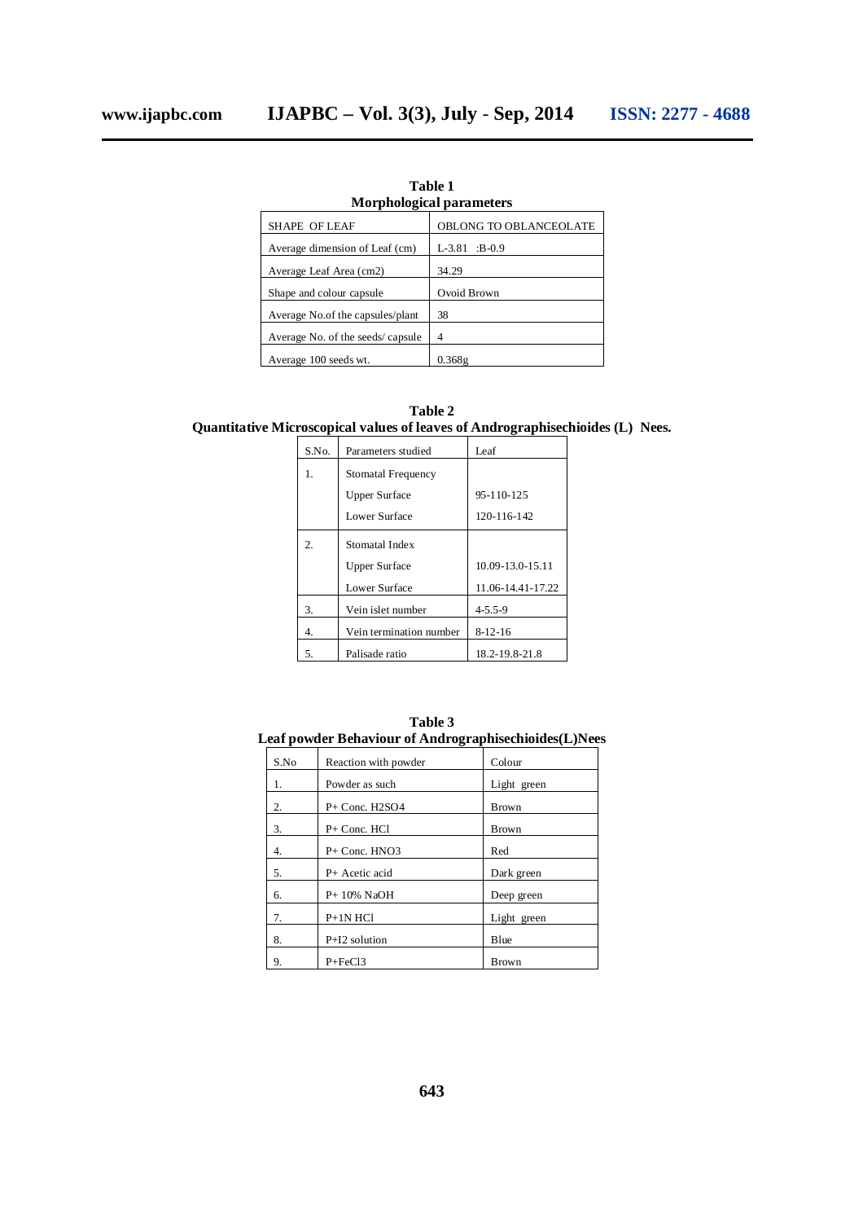**Table 1**
**Morphological parameters**

| SHAPE OF LEAF | OBLONG TO OBLANCEOLATE |
|---|---|
| Average dimension of Leaf (cm) | L-3.81 :B-0.9 |
| Average Leaf Area (cm2) | 34.29 |
| Shape and colour capsule | Ovoid Brown |
| Average No.of the capsules/plant | 38 |
| Average No. of the seeds/ capsule | 4 |
| Average 100 seeds wt. | 0.368g |

**Table 2**
**Quantitative Microscopical values of leaves of Andrographisechioides (L) Nees.**

| S.No. | Parameters studied | Leaf |
|---|---|---|
| 1. | Stomatal Frequency | |
| | Upper Surface | 95-110-125 |
| | Lower Surface | 120-116-142 |
| 2. | Stomatal Index | |
| | Upper Surface | 10.09-13.0-15.11 |
| | Lower Surface | 11.06-14.41-17.22 |
| 3. | Vein islet number | 4-5.5-9 |
| 4. | Vein termination number | 8-12-16 |
| 5. | Palisade ratio | 18.2-19.8-21.8 |

**Table 3**
**Leaf powder Behaviour of Andrographisechioides(L)Nees**

| S.No | Reaction with powder | Colour |
|---|---|---|
| 1. | Powder as such | Light green |
| 2. | P+ Conc. $H_2SO_4$ | Brown |
| 3. | P+ Conc. HCl | Brown |
| 4. | P+ Conc. $HNO_3$ | Red |
| 5. | P+ Acetic acid | Dark green |
| 6. | P+ 10% NaOH | Deep green |
| 7. | P+1N HCl | Light green |
| 8. | P+$I_2$ solution | Blue |
| 9. | P+$FeCl_3$ | Brown |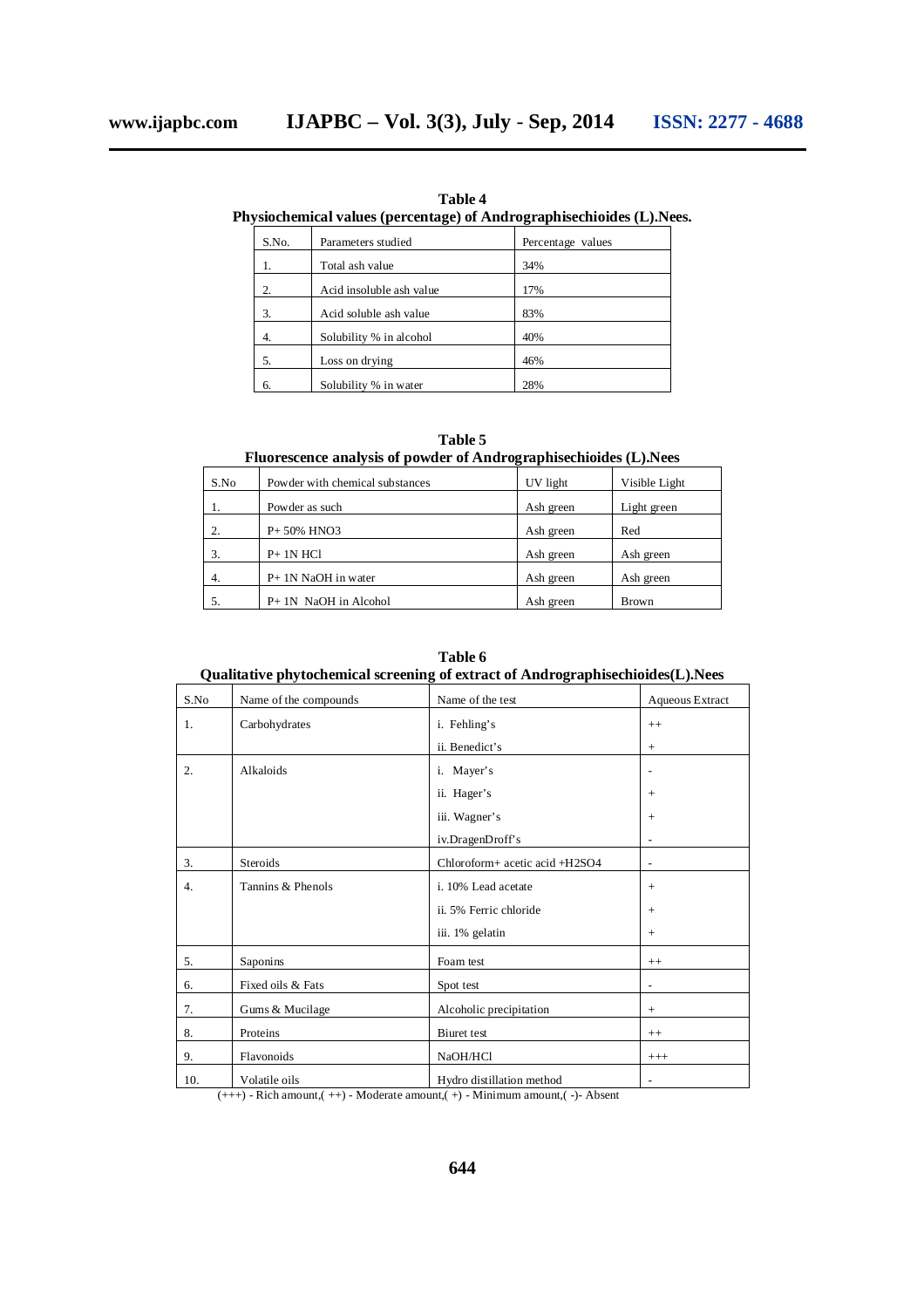**Table 4**
**Physiochemical values (percentage) of Andrographisechioides (L).Nees.**

| S.No. | Parameters studied | Percentage values |
|---|---|---|
| 1. | Total ash value | 34% |
| 2. | Acid insoluble ash value | 17% |
| 3. | Acid soluble ash value | 83% |
| 4. | Solubility % in alcohol | 40% |
| 5. | Loss on drying | 46% |
| 6. | Solubility % in water | 28% |

**Table 5**
**Fluorescence analysis of powder of Andrographisechioides (L).Nees**

| S.No | Powder with chemical substances | UV light | Visible Light |
|---|---|---|---|
| 1. | Powder as such | Ash green | Light green |
| 2. | P+ 50% $HNO_3$ | Ash green | Red |
| 3. | P+ 1N HCl | Ash green | Ash green |
| 4. | P+ 1N NaOH in water | Ash green | Ash green |
| 5. | P+ 1N NaOH in Alcohol | Ash green | Brown |

**Table 6**
**Qualitative phytochemical screening of extract of Andrographisechioides(L).Nees**

| S.No | Name of the compounds | Name of the test | Aqueous Extract |
|---|---|---|---|
| 1. | Carbohydrates | i. Fehling's | ++ |
| | | ii. Benedict's | + |
| 2. | Alkaloids | i. Mayer's | - |
| | | ii. Hager's | + |
| | | iii. Wagner's | + |
| | | iv.DragenDroff's | - |
| 3. | Steroids | Chloroform+ acetic acid +$H_2SO_4$ | - |
| 4. | Tannins & Phenols | i. 10% Lead acetate | + |
| | | ii. 5% Ferric chloride | + |
| | | iii. 1% gelatin | + |
| 5. | Saponins | Foam test | ++ |
| 6. | Fixed oils & Fats | Spot test | - |
| 7. | Gums & Mucilage | Alcoholic precipitation | + |
| 8. | Proteins | Biuret test | ++ |
| 9. | Flavonoids | NaOH/HCl | +++ |
| 10. | Volatile oils | Hydro distillation method | - |

(+++) - Rich amount,( ++) - Moderate amount,( +) - Minimum amount,( -)- Absent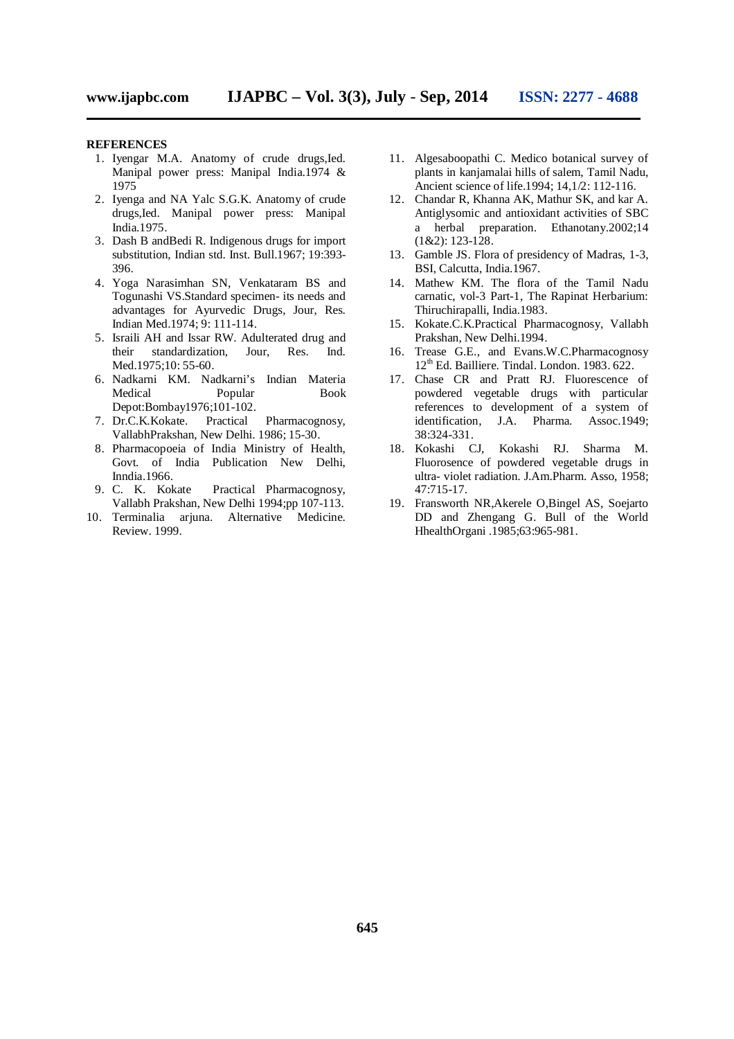**REFERENCES**

1. Iyengar M.A. Anatomy of crude drugs,Ied. Manipal power press: Manipal India.1974 & 1975
2. Iyenga and NA Yalc S.G.K. Anatomy of crude drugs,Ied. Manipal power press: Manipal India.1975.
3. Dash B andBedi R. Indigenous drugs for import substitution, Indian std. Inst. Bull.1967; 19:393-396.
4. Yoga Narasimhan SN, Venkataram BS and Togunashi VS.Standard specimen- its needs and advantages for Ayurvedic Drugs, Jour, Res. Indian Med.1974; 9: 111-114.
5. Israili AH and Issar RW. Adulterated drug and their standardization, Jour, Res. Ind. Med.1975;10: 55-60.
6. Nadkarni KM. Nadkarni's Indian Materia Medical Popular Book Depot:Bombay1976;101-102.
7. Dr.C.K.Kokate. Practical Pharmacognosy, VallabhPrakshan, New Delhi. 1986; 15-30.
8. Pharmacopoeia of India Ministry of Health, Govt. of India Publication New Delhi, Inndia.1966.
9. C. K. Kokate Practical Pharmacognosy, Vallabh Prakshan, New Delhi 1994;pp 107-113.
10. Terminalia arjuna. Alternative Medicine. Review. 1999.
11. Algesaboopathi C. Medico botanical survey of plants in kanjamalai hills of salem, Tamil Nadu, Ancient science of life.1994; 14,1/2: 112-116.
12. Chandar R, Khanna AK, Mathur SK, and kar A. Antiglysomic and antioxidant activities of SBC a herbal preparation. Ethanotany.2002;14 (1&2): 123-128.
13. Gamble JS. Flora of presidency of Madras, 1-3, BSI, Calcutta, India.1967.
14. Mathew KM. The flora of the Tamil Nadu carnatic, vol-3 Part-1, The Rapinat Herbarium: Thiruchirapalli, India.1983.
15. Kokate.C.K.Practical Pharmacognosy, Vallabh Prakshan, New Delhi.1994.
16. Trease G.E., and Evans.W.C.Pharmacognosy 12th Ed. Bailliere. Tindal. London. 1983. 622.
17. Chase CR and Pratt RJ. Fluorescence of powdered vegetable drugs with particular references to development of a system of identification, J.A. Pharma. Assoc.1949; 38:324-331.
18. Kokashi CJ, Kokashi RJ. Sharma M. Fluorosence of powdered vegetable drugs in ultra- violet radiation. J.Am.Pharm. Asso, 1958; 47:715-17.
19. Fransworth NR,Akerele O,Bingel AS, Soejarto DD and Zhengang G. Bull of the World HhealthOrgani .1985;63:965-981.